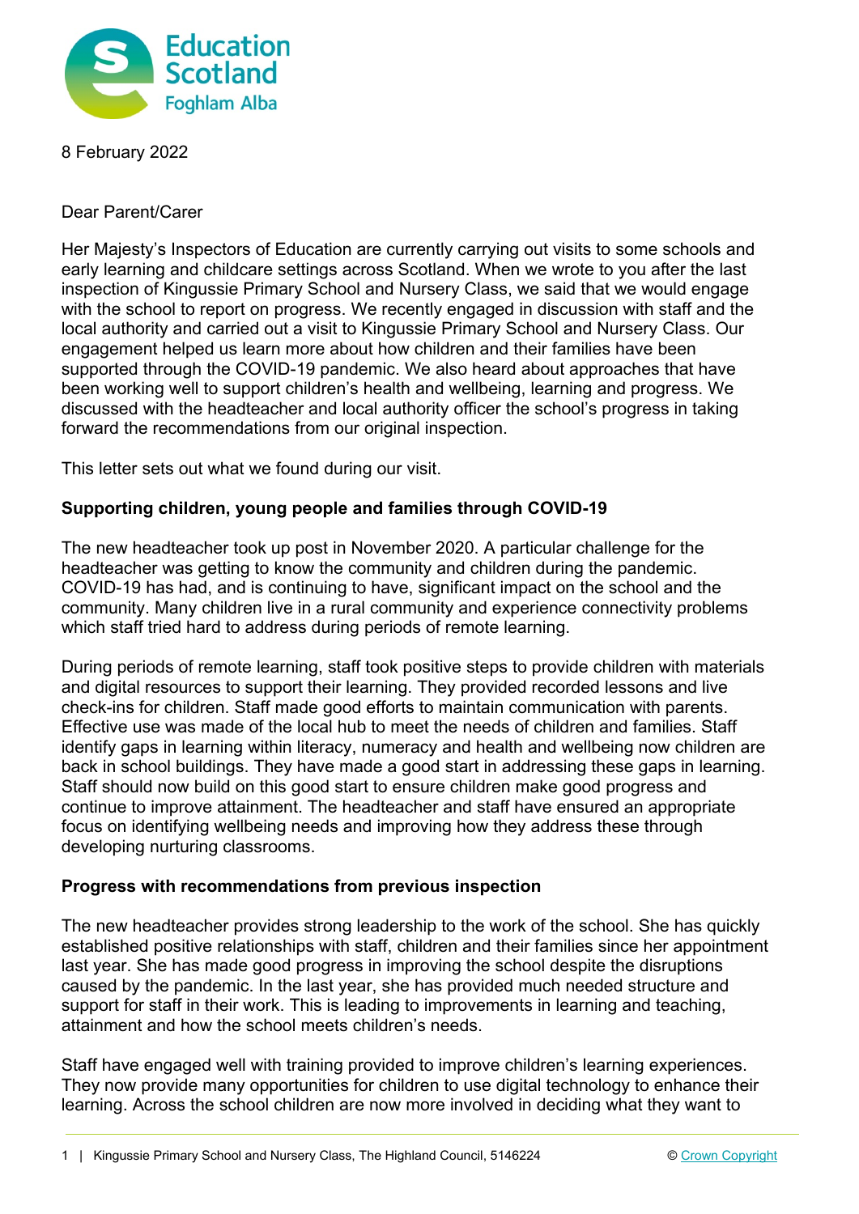8 February 2022

Dear Parent/Carer

Her Majesty's Inspectors of Education are currently carrying out visits to some schools and early learning and childcare settings across Scotland. When we wrote to you after the last inspection of Kingussie Primary School and Nursery Class, we said that we would engage with the school to report on progress. We recently engaged in discussion with staff and the local authority and carried out a visit to Kingussie Primary School and Nursery Class. Our engagement helped us learn more about how children and their families have been supported through the COVID-19 pandemic. We also heard about approaches that have been working well to support children's health and wellbeing, learning and progress. We discussed with the headteacher and local authority officer the school's progress in taking forward the recommendations from our original inspection.

This letter sets out what we found during our visit.

**Supporting children, young people and families through COVID-19**

The new headteacher took up post in November 2020. A particular challenge for the headteacher was getting to know the community and children during the pandemic. COVID-19 has had, and is continuing to have, significant impact on the school and the community. Many children live in a rural community and experience connectivity problems which staff tried hard to address during periods of remote learning.

During periods of remote learning, staff took positive steps to provide children with materials and digital resources to support their learning. They provided recorded lessons and live check-ins for children. Staff made good efforts to maintain communication with parents. Effective use was made of the local hub to meet the needs of children and families. Staff identify gaps in learning within literacy, numeracy and health and wellbeing now children are back in school buildings. They have made a good start in addressing these gaps in learning. Staff should now build on this good start to ensure children make good progress and continue to improve attainment. The headteacher and staff have ensured an appropriate focus on identifying wellbeing needs and improving how they address these through developing nurturing classrooms.

**Progress with recommendations from previous inspection**

The new headteacher provides strong leadership to the work of the school. She has quickly established positive relationships with staff, children and their families since her appointment last year. She has made good progress in improving the school despite the disruptions caused by the pandemic. In the last year, she has provided much needed structure and support for staff in their work. This is leading to improvements in learning and teaching, attainment and how the school meets children's needs.

Staff have engaged well with training provided to improve children's learning experiences. They now provide many opportunities for children to use digital technology to enhance their learning. Across the school children are now more involved in deciding what they want to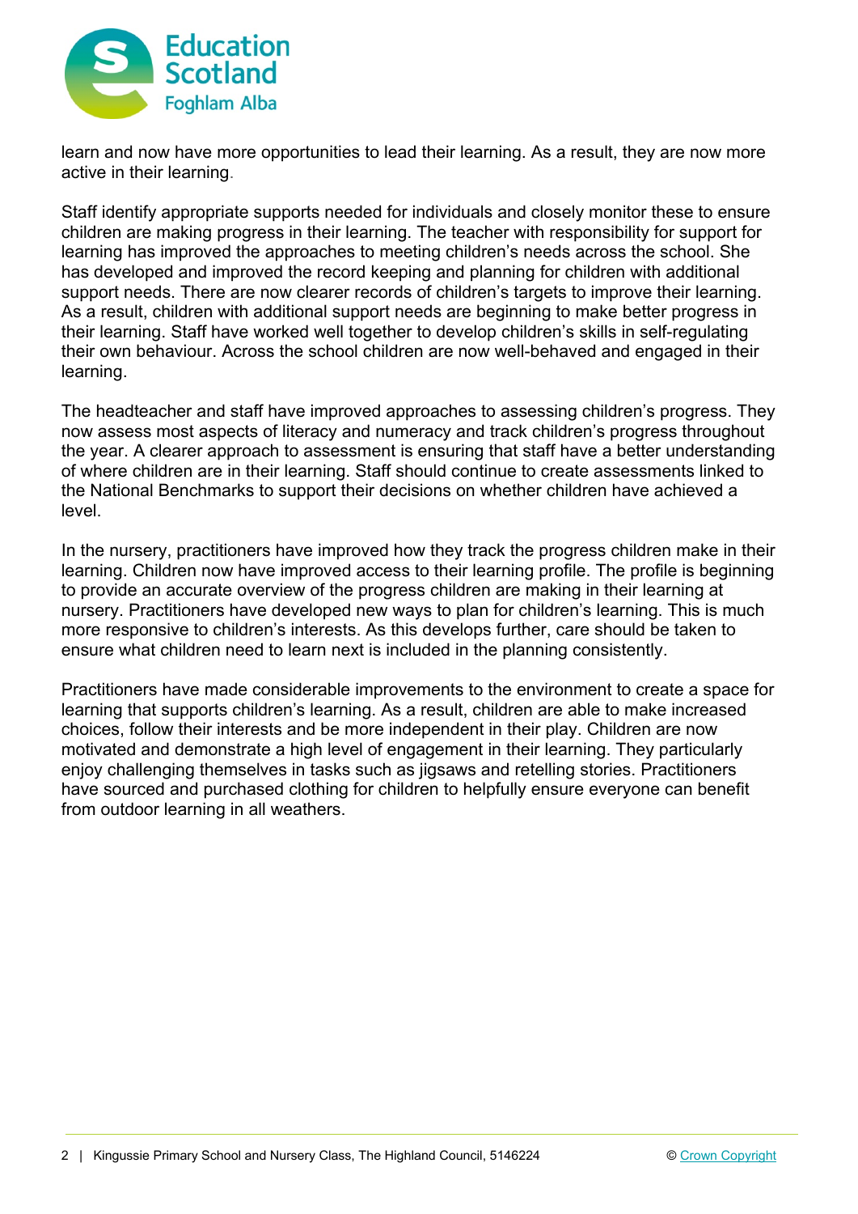learn and now have more opportunities to lead their learning. As a result, they are now more active in their learning.

Staff identify appropriate supports needed for individuals and closely monitor these to ensure children are making progress in their learning. The teacher with responsibility for support for learning has improved the approaches to meeting children's needs across the school. She has developed and improved the record keeping and planning for children with additional support needs. There are now clearer records of children's targets to improve their learning. As a result, children with additional support needs are beginning to make better progress in their learning. Staff have worked well together to develop children's skills in self-regulating their own behaviour. Across the school children are now well-behaved and engaged in their learning.

The headteacher and staff have improved approaches to assessing children's progress. They now assess most aspects of literacy and numeracy and track children's progress throughout the year. A clearer approach to assessment is ensuring that staff have a better understanding of where children are in their learning. Staff should continue to create assessments linked to the National Benchmarks to support their decisions on whether children have achieved a level.

In the nursery, practitioners have improved how they track the progress children make in their learning. Children now have improved access to their learning profile. The profile is beginning to provide an accurate overview of the progress children are making in their learning at nursery. Practitioners have developed new ways to plan for children's learning. This is much more responsive to children's interests. As this develops further, care should be taken to ensure what children need to learn next is included in the planning consistently.

Practitioners have made considerable improvements to the environment to create a space for learning that supports children's learning. As a result, children are able to make increased choices, follow their interests and be more independent in their play. Children are now motivated and demonstrate a high level of engagement in their learning. They particularly enjoy challenging themselves in tasks such as jigsaws and retelling stories. Practitioners have sourced and purchased clothing for children to helpfully ensure everyone can benefit from outdoor learning in all weathers.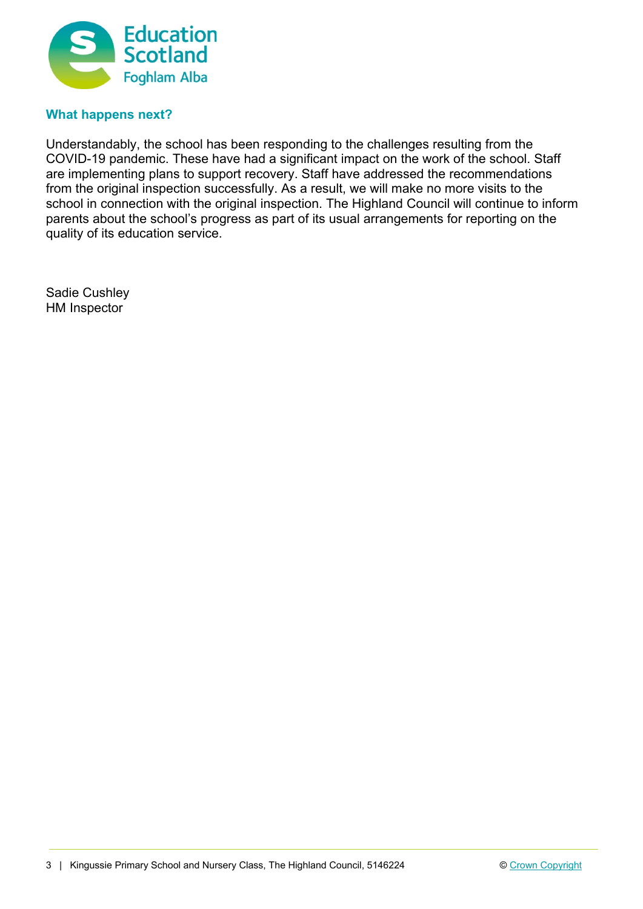## What happens next?

Understandably, the school has been responding to the challenges resulting from the COVID-19 pandemic. These have had a significant impact on the work of the school. Staff are implementing plans to support recovery. Staff have addressed the recommendations from the original inspection successfully. As a result, we will make no more visits to the school in connection with the original inspection. The Highland Council will continue to inform parents about the school's progress as part of its usual arrangements for reporting on the quality of its education service.

Sadie Cushley
HM Inspector